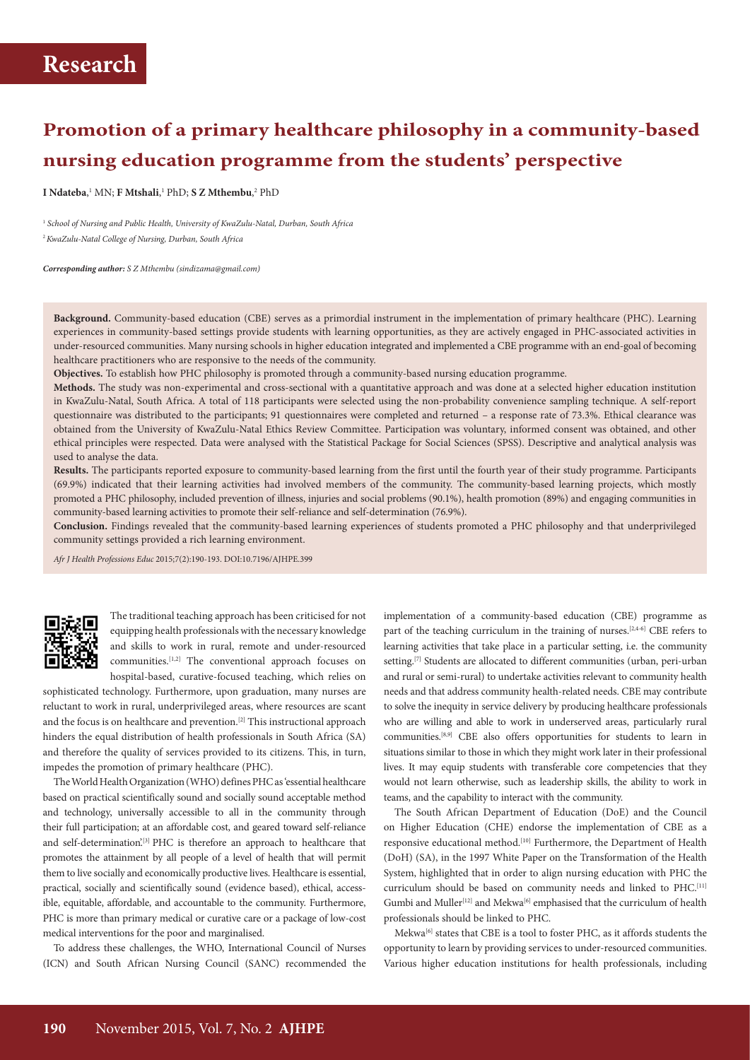# Research

## Promotion of a primary healthcare philosophy in a community-based nursing education programme from the students' perspective

**I Ndateba**,[1] MN; **F Mtshali**,[1] PhD; **S Z Mthembu**,[2] PhD

[1] *School of Nursing and Public Health, University of KwaZulu-Natal, Durban, South Africa*
[2] *KwaZulu-Natal College of Nursing, Durban, South Africa*

***Corresponding author:** S Z Mthembu (sindizama@gmail.com)*

**Background.** Community-based education (CBE) serves as a primordial instrument in the implementation of primary healthcare (PHC). Learning experiences in community-based settings provide students with learning opportunities, as they are actively engaged in PHC-associated activities in under-resourced communities. Many nursing schools in higher education integrated and implemented a CBE programme with an end-goal of becoming healthcare practitioners who are responsive to the needs of the community.

**Objectives.** To establish how PHC philosophy is promoted through a community-based nursing education programme.

**Methods.** The study was non-experimental and cross-sectional with a quantitative approach and was done at a selected higher education institution in KwaZulu-Natal, South Africa. A total of 118 participants were selected using the non-probability convenience sampling technique. A self-report questionnaire was distributed to the participants; 91 questionnaires were completed and returned – a response rate of 73.3%. Ethical clearance was obtained from the University of KwaZulu-Natal Ethics Review Committee. Participation was voluntary, informed consent was obtained, and other ethical principles were respected. Data were analysed with the Statistical Package for Social Sciences (SPSS). Descriptive and analytical analysis was used to analyse the data.

**Results.** The participants reported exposure to community-based learning from the first until the fourth year of their study programme. Participants (69.9%) indicated that their learning activities had involved members of the community. The community-based learning projects, which mostly promoted a PHC philosophy, included prevention of illness, injuries and social problems (90.1%), health promotion (89%) and engaging communities in community-based learning activities to promote their self-reliance and self-determination (76.9%).

**Conclusion.** Findings revealed that the community-based learning experiences of students promoted a PHC philosophy and that underprivileged community settings provided a rich learning environment.

*Afr J Health Professions Educ* 2015;7(2):190-193. DOI:10.7196/AJHPE.399

The traditional teaching approach has been criticised for not equipping health professionals with the necessary knowledge and skills to work in rural, remote and under-resourced communities.[1,2] The conventional approach focuses on hospital-based, curative-focused teaching, which relies on sophisticated technology. Furthermore, upon graduation, many nurses are reluctant to work in rural, underprivileged areas, where resources are scant and the focus is on healthcare and prevention.[2] This instructional approach hinders the equal distribution of health professionals in South Africa (SA) and therefore the quality of services provided to its citizens. This, in turn, impedes the promotion of primary healthcare (PHC).

The World Health Organization (WHO) defines PHC as 'essential healthcare based on practical scientifically sound and socially sound acceptable method and technology, universally accessible to all in the community through their full participation; at an affordable cost, and geared toward self-reliance and self-determination'.[3] PHC is therefore an approach to healthcare that promotes the attainment by all people of a level of health that will permit them to live socially and economically productive lives. Healthcare is essential, practical, socially and scientifically sound (evidence based), ethical, accessible, equitable, affordable, and accountable to the community. Furthermore, PHC is more than primary medical or curative care or a package of low-cost medical interventions for the poor and marginalised.

To address these challenges, the WHO, International Council of Nurses (ICN) and South African Nursing Council (SANC) recommended the implementation of a community-based education (CBE) programme as part of the teaching curriculum in the training of nurses.[2,4-6] CBE refers to learning activities that take place in a particular setting, i.e. the community setting.[7] Students are allocated to different communities (urban, peri-urban and rural or semi-rural) to undertake activities relevant to community health needs and that address community health-related needs. CBE may contribute to solve the inequity in service delivery by producing healthcare professionals who are willing and able to work in underserved areas, particularly rural communities.[8,9] CBE also offers opportunities for students to learn in situations similar to those in which they might work later in their professional lives. It may equip students with transferable core competencies that they would not learn otherwise, such as leadership skills, the ability to work in teams, and the capability to interact with the community.

The South African Department of Education (DoE) and the Council on Higher Education (CHE) endorse the implementation of CBE as a responsive educational method.[10] Furthermore, the Department of Health (DoH) (SA), in the 1997 White Paper on the Transformation of the Health System, highlighted that in order to align nursing education with PHC the curriculum should be based on community needs and linked to PHC.[11] Gumbi and Muller[12] and Mekwa[6] emphasised that the curriculum of health professionals should be linked to PHC.

Mekwa[6] states that CBE is a tool to foster PHC, as it affords students the opportunity to learn by providing services to under-resourced communities. Various higher education institutions for health professionals, including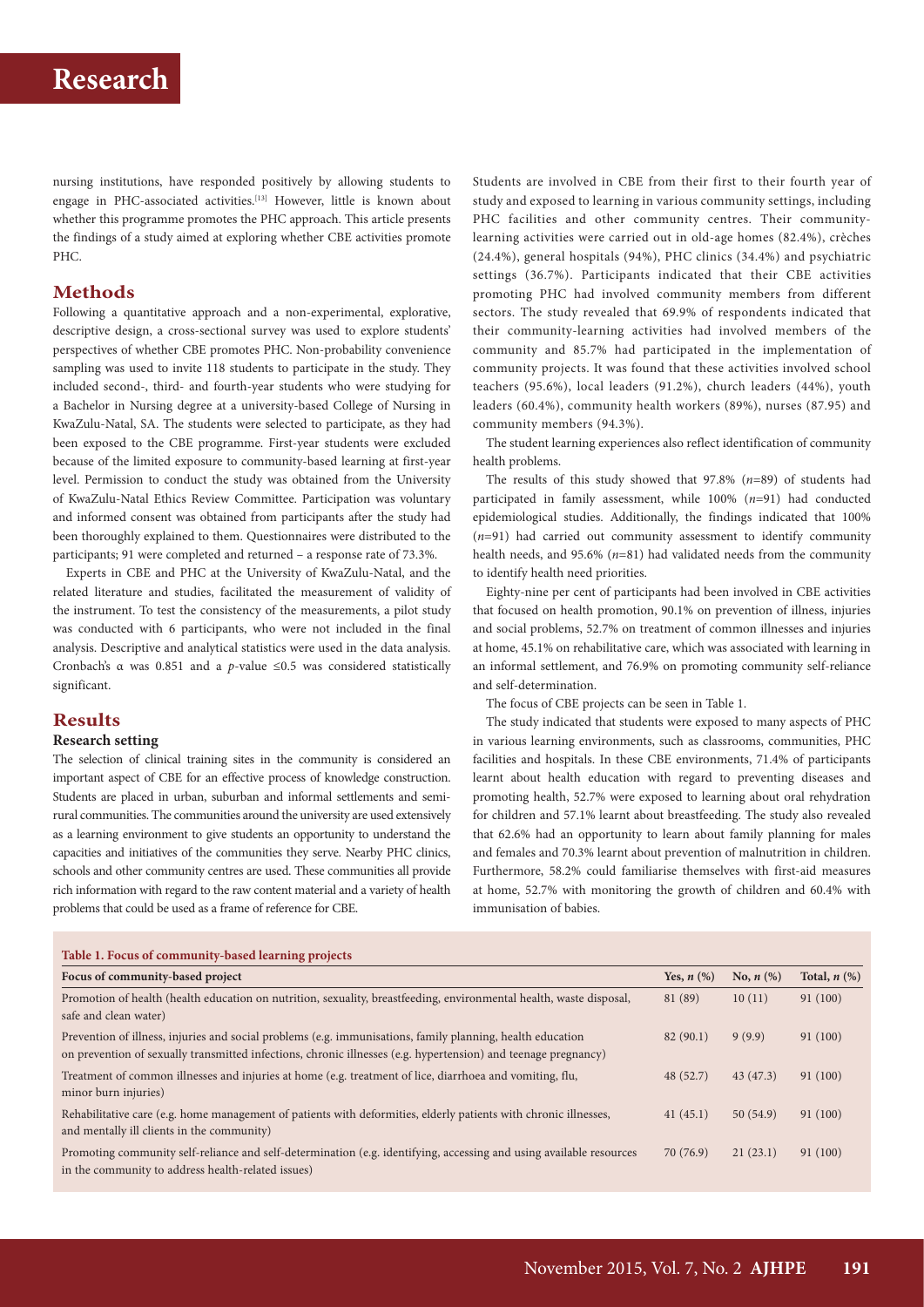nursing institutions, have responded positively by allowing students to engage in PHC-associated activities.[13] However, little is known about whether this programme promotes the PHC approach. This article presents the findings of a study aimed at exploring whether CBE activities promote PHC.

## Methods

Following a quantitative approach and a non-experimental, explorative, descriptive design, a cross-sectional survey was used to explore students' perspectives of whether CBE promotes PHC. Non-probability convenience sampling was used to invite 118 students to participate in the study. They included second-, third- and fourth-year students who were studying for a Bachelor in Nursing degree at a university-based College of Nursing in KwaZulu-Natal, SA. The students were selected to participate, as they had been exposed to the CBE programme. First-year students were excluded because of the limited exposure to community-based learning at first-year level. Permission to conduct the study was obtained from the University of KwaZulu-Natal Ethics Review Committee. Participation was voluntary and informed consent was obtained from participants after the study had been thoroughly explained to them. Questionnaires were distributed to the participants; 91 were completed and returned – a response rate of 73.3%.

Experts in CBE and PHC at the University of KwaZulu-Natal, and the related literature and studies, facilitated the measurement of validity of the instrument. To test the consistency of the measurements, a pilot study was conducted with 6 participants, who were not included in the final analysis. Descriptive and analytical statistics were used in the data analysis. Cronbach's α was 0.851 and a $p$-value $\leq 0.5$ was considered statistically significant.

## Results

### Research setting

The selection of clinical training sites in the community is considered an important aspect of CBE for an effective process of knowledge construction. Students are placed in urban, suburban and informal settlements and semi-rural communities. The communities around the university are used extensively as a learning environment to give students an opportunity to understand the capacities and initiatives of the communities they serve. Nearby PHC clinics, schools and other community centres are used. These communities all provide rich information with regard to the raw content material and a variety of health problems that could be used as a frame of reference for CBE.

Students are involved in CBE from their first to their fourth year of study and exposed to learning in various community settings, including PHC facilities and other community centres. Their community-learning activities were carried out in old-age homes (82.4%), crèches (24.4%), general hospitals (94%), PHC clinics (34.4%) and psychiatric settings (36.7%). Participants indicated that their CBE activities promoting PHC had involved community members from different sectors. The study revealed that 69.9% of respondents indicated that their community-learning activities had involved members of the community and 85.7% had participated in the implementation of community projects. It was found that these activities involved school teachers (95.6%), local leaders (91.2%), church leaders (44%), youth leaders (60.4%), community health workers (89%), nurses (87.95) and community members (94.3%).

The student learning experiences also reflect identification of community health problems.

The results of this study showed that 97.8% ($n$=89) of students had participated in family assessment, while 100% ($n$=91) had conducted epidemiological studies. Additionally, the findings indicated that 100% ($n$=91) had carried out community assessment to identify community health needs, and 95.6% ($n$=81) had validated needs from the community to identify health need priorities.

Eighty-nine per cent of participants had been involved in CBE activities that focused on health promotion, 90.1% on prevention of illness, injuries and social problems, 52.7% on treatment of common illnesses and injuries at home, 45.1% on rehabilitative care, which was associated with learning in an informal settlement, and 76.9% on promoting community self-reliance and self-determination.

The focus of CBE projects can be seen in Table 1.

The study indicated that students were exposed to many aspects of PHC in various learning environments, such as classrooms, communities, PHC facilities and hospitals. In these CBE environments, 71.4% of participants learnt about health education with regard to preventing diseases and promoting health, 52.7% were exposed to learning about oral rehydration for children and 57.1% learnt about breastfeeding. The study also revealed that 62.6% had an opportunity to learn about family planning for males and females and 70.3% learnt about prevention of malnutrition in children. Furthermore, 58.2% could familiarise themselves with first-aid measures at home, 52.7% with monitoring the growth of children and 60.4% with immunisation of babies.

**Table 1. Focus of community-based learning projects**

| Focus of community-based project | Yes, $n$ (%) | No, $n$ (%) | Total, $n$ (%) |
|---|---|---|---|
| Promotion of health (health education on nutrition, sexuality, breastfeeding, environmental health, waste disposal, safe and clean water) | 81 (89) | 10 (11) | 91 (100) |
| Prevention of illness, injuries and social problems (e.g. immunisations, family planning, health education on prevention of sexually transmitted infections, chronic illnesses (e.g. hypertension) and teenage pregnancy) | 82 (90.1) | 9 (9.9) | 91 (100) |
| Treatment of common illnesses and injuries at home (e.g. treatment of lice, diarrhoea and vomiting, flu, minor burn injuries) | 48 (52.7) | 43 (47.3) | 91 (100) |
| Rehabilitative care (e.g. home management of patients with deformities, elderly patients with chronic illnesses, and mentally ill clients in the community) | 41 (45.1) | 50 (54.9) | 91 (100) |
| Promoting community self-reliance and self-determination (e.g. identifying, accessing and using available resources in the community to address health-related issues) | 70 (76.9) | 21 (23.1) | 91 (100) |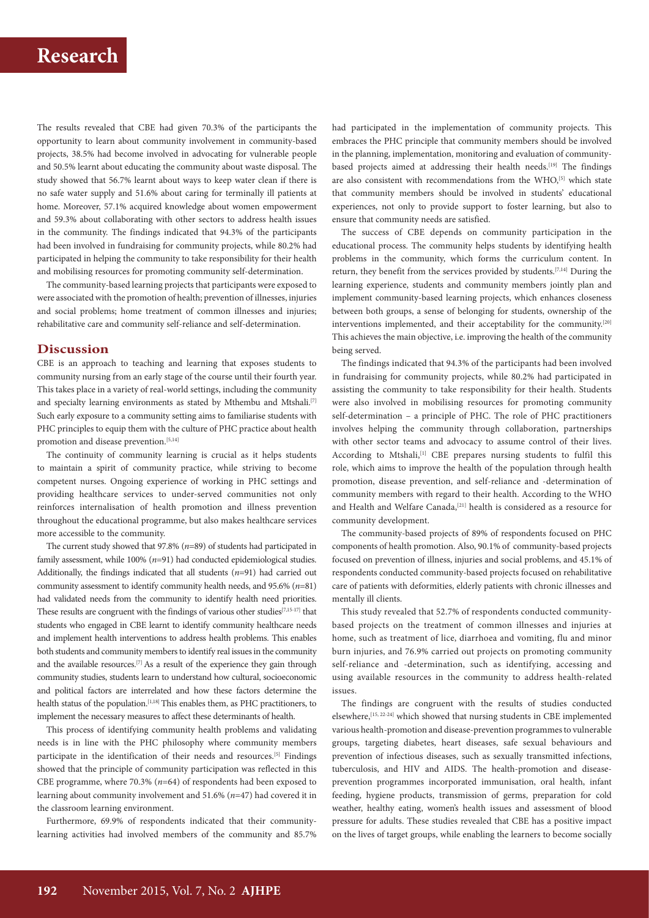The results revealed that CBE had given 70.3% of the participants the opportunity to learn about community involvement in community-based projects, 38.5% had become involved in advocating for vulnerable people and 50.5% learnt about educating the community about waste disposal. The study showed that 56.7% learnt about ways to keep water clean if there is no safe water supply and 51.6% about caring for terminally ill patients at home. Moreover, 57.1% acquired knowledge about women empowerment and 59.3% about collaborating with other sectors to address health issues in the community. The findings indicated that 94.3% of the participants had been involved in fundraising for community projects, while 80.2% had participated in helping the community to take responsibility for their health and mobilising resources for promoting community self-determination.

The community-based learning projects that participants were exposed to were associated with the promotion of health; prevention of illnesses, injuries and social problems; home treatment of common illnesses and injuries; rehabilitative care and community self-reliance and self-determination.

## Discussion

CBE is an approach to teaching and learning that exposes students to community nursing from an early stage of the course until their fourth year. This takes place in a variety of real-world settings, including the community and specialty learning environments as stated by Mthembu and Mtshali.[7] Such early exposure to a community setting aims to familiarise students with PHC principles to equip them with the culture of PHC practice about health promotion and disease prevention.[5,14]

The continuity of community learning is crucial as it helps students to maintain a spirit of community practice, while striving to become competent nurses. Ongoing experience of working in PHC settings and providing healthcare services to under-served communities not only reinforces internalisation of health promotion and illness prevention throughout the educational programme, but also makes healthcare services more accessible to the community.

The current study showed that 97.8% (*n*=89) of students had participated in family assessment, while 100% (*n*=91) had conducted epidemiological studies. Additionally, the findings indicated that all students (*n*=91) had carried out community assessment to identify community health needs, and 95.6% (*n*=81) had validated needs from the community to identify health need priorities. These results are congruent with the findings of various other studies[7,15-17] that students who engaged in CBE learnt to identify community healthcare needs and implement health interventions to address health problems. This enables both students and community members to identify real issues in the community and the available resources.[7] As a result of the experience they gain through community studies, students learn to understand how cultural, socioeconomic and political factors are interrelated and how these factors determine the health status of the population.[1,18] This enables them, as PHC practitioners, to implement the necessary measures to affect these determinants of health.

This process of identifying community health problems and validating needs is in line with the PHC philosophy where community members participate in the identification of their needs and resources.[5] Findings showed that the principle of community participation was reflected in this CBE programme, where 70.3% (*n*=64) of respondents had been exposed to learning about community involvement and 51.6% (*n*=47) had covered it in the classroom learning environment.

Furthermore, 69.9% of respondents indicated that their community-learning activities had involved members of the community and 85.7% had participated in the implementation of community projects. This embraces the PHC principle that community members should be involved in the planning, implementation, monitoring and evaluation of community-based projects aimed at addressing their health needs.[19] The findings are also consistent with recommendations from the WHO,[5] which state that community members should be involved in students' educational experiences, not only to provide support to foster learning, but also to ensure that community needs are satisfied.

The success of CBE depends on community participation in the educational process. The community helps students by identifying health problems in the community, which forms the curriculum content. In return, they benefit from the services provided by students.[7,14] During the learning experience, students and community members jointly plan and implement community-based learning projects, which enhances closeness between both groups, a sense of belonging for students, ownership of the interventions implemented, and their acceptability for the community.[20] This achieves the main objective, i.e. improving the health of the community being served.

The findings indicated that 94.3% of the participants had been involved in fundraising for community projects, while 80.2% had participated in assisting the community to take responsibility for their health. Students were also involved in mobilising resources for promoting community self-determination – a principle of PHC. The role of PHC practitioners involves helping the community through collaboration, partnerships with other sector teams and advocacy to assume control of their lives. According to Mtshali,[1] CBE prepares nursing students to fulfil this role, which aims to improve the health of the population through health promotion, disease prevention, and self-reliance and -determination of community members with regard to their health. According to the WHO and Health and Welfare Canada,[21] health is considered as a resource for community development.

The community-based projects of 89% of respondents focused on PHC components of health promotion. Also, 90.1% of community-based projects focused on prevention of illness, injuries and social problems, and 45.1% of respondents conducted community-based projects focused on rehabilitative care of patients with deformities, elderly patients with chronic illnesses and mentally ill clients.

This study revealed that 52.7% of respondents conducted community-based projects on the treatment of common illnesses and injuries at home, such as treatment of lice, diarrhoea and vomiting, flu and minor burn injuries, and 76.9% carried out projects on promoting community self-reliance and -determination, such as identifying, accessing and using available resources in the community to address health-related issues.

The findings are congruent with the results of studies conducted elsewhere,[15, 22-24] which showed that nursing students in CBE implemented various health-promotion and disease-prevention programmes to vulnerable groups, targeting diabetes, heart diseases, safe sexual behaviours and prevention of infectious diseases, such as sexually transmitted infections, tuberculosis, and HIV and AIDS. The health-promotion and disease-prevention programmes incorporated immunisation, oral health, infant feeding, hygiene products, transmission of germs, preparation for cold weather, healthy eating, women's health issues and assessment of blood pressure for adults. These studies revealed that CBE has a positive impact on the lives of target groups, while enabling the learners to become socially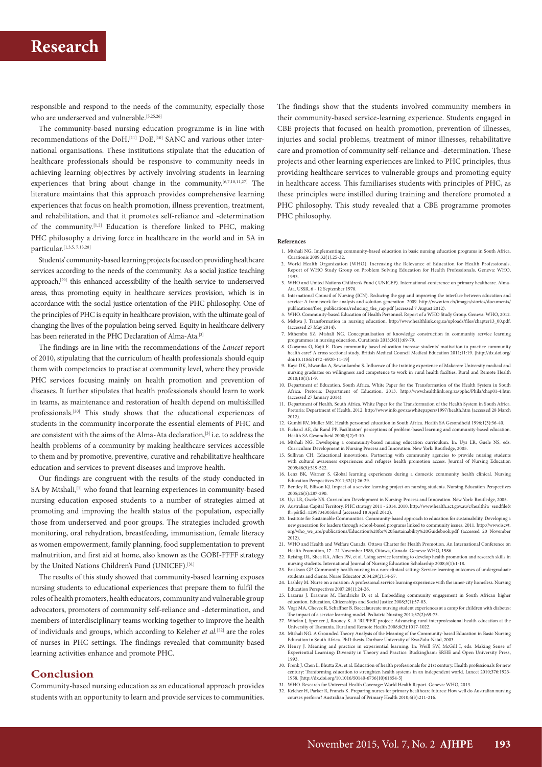responsible and respond to the needs of the community, especially those who are underserved and vulnerable.[5,25,26]

The community-based nursing education programme is in line with recommendations of the DoH,[11] DoE,[10] SANC and various other international organisations. These institutions stipulate that the education of healthcare professionals should be responsive to community needs in achieving learning objectives by actively involving students in learning experiences that bring about change in the community.[6,7,10,11,27] The literature maintains that this approach provides comprehensive learning experiences that focus on health promotion, illness prevention, treatment, and rehabilitation, and that it promotes self-reliance and -determination of the community.[1,2] Education is therefore linked to PHC, making PHC philosophy a driving force in healthcare in the world and in SA in particular.[1,3,5, 7,13,28]

Students' community-based learning projects focused on providing healthcare services according to the needs of the community. As a social justice teaching approach,[29] this enhanced accessibility of the health service to underserved areas, thus promoting equity in healthcare services provision, which is in accordance with the social justice orientation of the PHC philosophy. One of the principles of PHC is equity in healthcare provision, with the ultimate goal of changing the lives of the population being served. Equity in healthcare delivery has been reiterated in the PHC Declaration of Alma-Ata.[3]

The findings are in line with the recommendations of the *Lancet* report of 2010, stipulating that the curriculum of health professionals should equip them with competencies to practise at community level, where they provide PHC services focusing mainly on health promotion and prevention of diseases. It further stipulates that health professionals should learn to work in teams, as maintenance and restoration of health depend on multiskilled professionals.[30] This study shows that the educational experiences of students in the community incorporate the essential elements of PHC and are consistent with the aims of the Alma-Ata declaration,[3] i.e. to address the health problems of a community by making healthcare services accessible to them and by promotive, preventive, curative and rehabilitative healthcare education and services to prevent diseases and improve health.

Our findings are congruent with the results of the study conducted in SA by Mtshali,[1] who found that learning experiences in community-based nursing education exposed students to a number of strategies aimed at promoting and improving the health status of the population, especially those from underserved and poor groups. The strategies included growth monitoring, oral rehydration, breastfeeding, immunisation, female literacy as women empowerment, family planning, food supplementation to prevent malnutrition, and first aid at home, also known as the GOBI-FFFF strategy by the United Nations Children's Fund (UNICEF).[31]

The results of this study showed that community-based learning exposes nursing students to educational experiences that prepare them to fulfil the roles of health promoters, health educators, community and vulnerable group advocators, promoters of community self-reliance and -determination, and members of interdisciplinary teams working together to improve the health of individuals and groups, which according to Keleher *et al.*[32] are the roles of nurses in PHC settings. The findings revealed that community-based learning activities enhance and promote PHC.

## Conclusion

Community-based nursing education as an educational approach provides students with an opportunity to learn and provide services to communities. The findings show that the students involved community members in their community-based service-learning experience. Students engaged in CBE projects that focused on health promotion, prevention of illnesses, injuries and social problems, treatment of minor illnesses, rehabilitative care and promotion of community self-reliance and -determination. These projects and other learning experiences are linked to PHC principles, thus providing healthcare services to vulnerable groups and promoting equity in healthcare access. This familiarises students with principles of PHC, as these principles were instilled during training and therefore promoted a PHC philosophy. This study revealed that a CBE programme promotes PHC philosophy.

#### References

1. Mtshali NG. Implementing community-based education in basic nursing education programs in South Africa. Curationis 2009;32(1):25-32.
2. World Health Organization (WHO). Increasing the Relevance of Education for Health Professionals. Report of WHO Study Group on Problem Solving Education for Health Professionals. Geneva: WHO, 1993.
3. WHO and United Nations Children's Fund ( UNICEF). International conference on primary healthcare. Alma-Ata, USSR, 6 - 12 September 1978.
4. International Council of Nursing (ICN). Reducing the gap and improving the interface between education and service: A framework for analysis and solution generation. 2009. http://www.icn.ch/images/stories/documents/publications/free_publications/reducing_the_rap.pdf (accessed 7 August 2012).
5. WHO. Community-based Education of Health Personnel. Report of a WHO Study Group. Geneva: WHO, 2012.
6. Mekwa J. Transformation in nursing education. http://www.healthlink.org.za/uploads/files/chapter13_00.pdf. (accessed 27 May 2014).
7. Mthembu SZ, Mtshali NG. Conceptualisation of knowledge construction in community service learning programmes in nursing education. Curationis 2013;36(1):69-79.
8. Okayama O, Kajii E. Does community based education increase students' motivation to practice community health care? A cross sectional study. British Medical Council Medical Education 2011;11:19. [http://dx.doi.org/doi:10.1186/1472 -6920-11-19]
9. Kaye DK, Mwanika A, Sewankambo S. Influence of the training experience of Makerere University medical and nursing graduates on willingness and competence to work in rural health facilties. Rural and Remote Health 2010;10(1):1-9.
10. Department of Education, South Africa. White Paper for the Transformation of the Health System in South Africa. Pretoria: Department of Education, 2013. http://www.healthlink.org.za/pphc/Phila/chap01-4.htm (accessed 27 January 2014).
11. Department of Health, South Africa. White Paper for the Transformation of the Health System in South Africa. Pretoria: Department of Health, 2012. http://www.info.gov.za/whitepapers/1997/health.htm (accessed 28 March 2012).
12. Gumbi RV, Muller ME. Health personnel education in South Africa. Health SA Gesondheid 1996;1(3):36-40.
13. Fichard AE, du Rand PP. Facilitators' perceptions of problem-based learning and community-based education. Health SA Gesondheid 2000;5(2):3-10.
14. Mtshali NG. Developing a community-based nursing education curriculum. In: Uys LR, Guele NS, eds. Curriculum Development in Nursing Process and Innovation. New York: Routledge, 2005.
15. Sullivan CH. Educational innovations. Partnering with community agencies to provide nursing students with cultural awareness experiences and refugees health promotion access. Journal of Nursing Education 2009;48(9):519-522.
16. Lenz BK, Warner S. Global learning experiences during a domestic community health clinical. Nursing Education Perspectives 2011;32(1):26-29.
17. Bentley R, Ellison KJ. Impact of a service learning project on nursing students. Nursing Education Perspectives 2005;26(5):287-290.
18. Uys LR, Gwele NS. Curriculum Development in Nursing: Process and Innovation. New York: Routledge, 2005.
19. Australian Capital Territory. PHC strategy 2011 - 2014. 2010. http://www.health.act.gov.au/c/health?a=sendfile&ft=p&fid=1297343058&sid (accessed 18 April 2012).
20. Institute for Sustainable Communities. Community-based approach to education for sustainability. Developing a new generation for leaders through school-based programs linked to community issues. 2011. http://www.iscvt.org/who_we_are/publications/Education%20for%20Sustainability%20Guidebook.pdf (accessed 20 November 2012).
21. WHO and Health and Welfare Canada. Ottawa Charter for Health Promotion. An International Conference on Health Promotion, 17 - 21 November 1986, Ottawa, Canada. Geneva: WHO, 1986.
22. Reising DL, Shea RA, Allen PN, et al. Using service learning to develop health promotion and research skills in nursing students. International Journal of Nursing Education Scholarship 2008;5(1):1-18.
23. Eriskson GP. Community health nursing in a non-clinical setting: Service-learning outcomes of undergraduate students and clients. Nurse Educator 2004;29(2):54-57.
24. Lashley M. Nurse on a mission: A professional service learning experience with the inner-city homeless. Nursing Education Perspectives 2007;28(1):24-26.
25. Lazarus J, Erasmus M, Hendricks D, et al. Embedding community engagement in South African higher education. Education, Citizenships and Social Justice 2008;3(1):57-83.
26. Vogt MA, Chevez R, Schaffner B. Baccalaureate nursing student experiences at a camp for children with diabetes: The impact of a service learning model. Pediatric Nursing 2011;37(2):69-73.
27. Whelan J, Spencer J, Rooney K. A 'RIPPER' project: Advancing rural interprofessional health education at the University of Tasmania. Rural and Remote Health 2008;8(3):1017-1022.
28. Mtshali NG. A Grounded Theory Analysis of the Meaning of the Community-based Education in Basic Nursing Education in South Africa. PhD thesis. Durban: University of KwaZulu-Natal, 2003.
29. Henry J. Meaning and practice in experiential learning. In: Weill SW, McGill I, eds. Making Sense of Experiential Learning: Diversity in Theory and Practice: Buckingham: SRHE and Open University Press, 1993.
30. Frenk J, Chen L, Bhutta ZA, et al. Education of health professionals for 21st century. Health professionals for new century: Tranforming education to strenghten health systems in an independent world. Lancet 2010;376:1923-1958. [http://dx.doi.org/10.1016/S0140-6736(10)61854-5]
31. WHO. Research for Universal Health Coverage: World Health Report. Geneva: WHO, 2013.
32. Keleher H, Parker R, Francis K. Preparing nurses for primary healthcare futures: How well do Australian nursing courses perform? Australian Journal of Primary Health 2010;6(3):211-216.